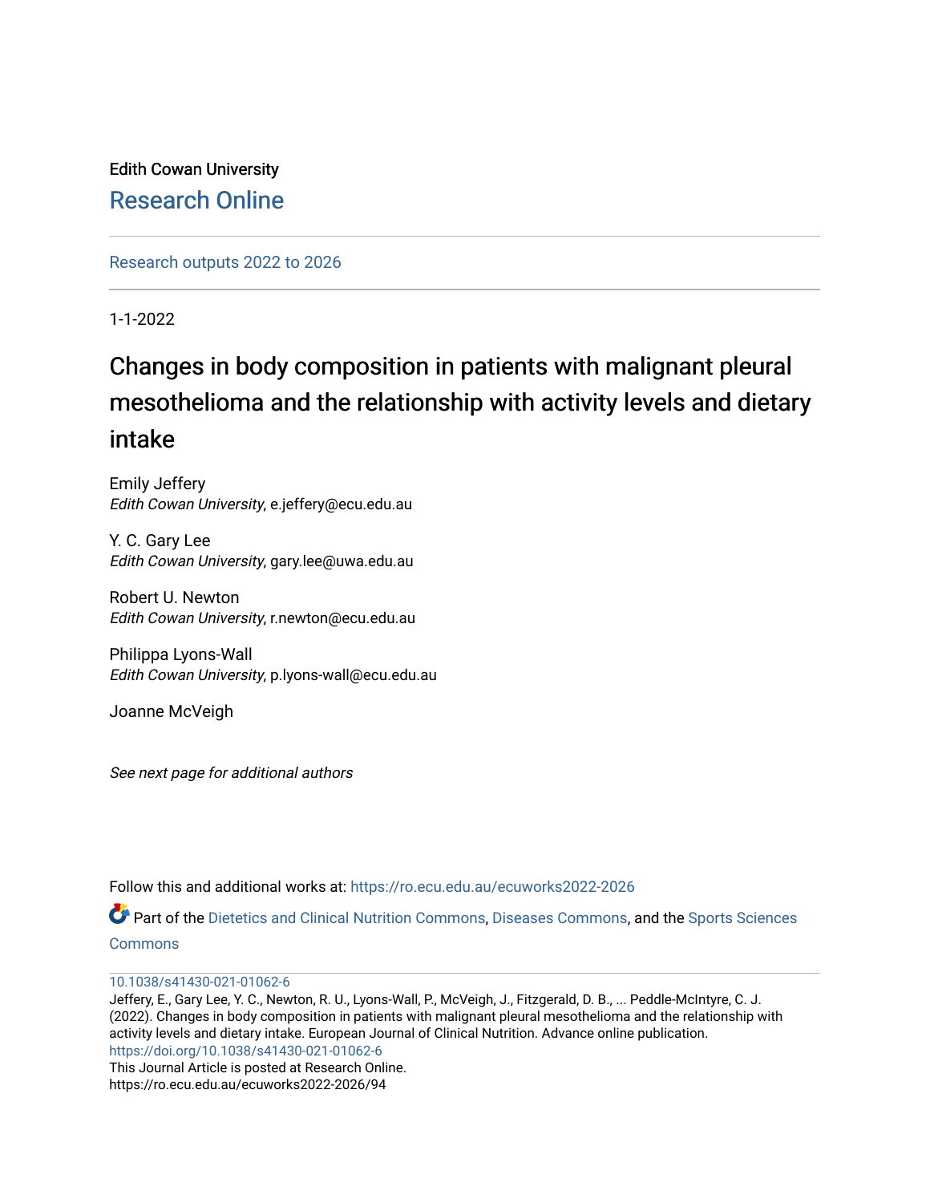Edith Cowan University

Research Online

Research outputs 2022 to 2026

1-1-2022

# Changes in body composition in patients with malignant pleural mesothelioma and the relationship with activity levels and dietary intake

Emily Jeffery
*Edith Cowan University*, e.jeffery@ecu.edu.au

Y. C. Gary Lee
*Edith Cowan University*, gary.lee@uwa.edu.au

Robert U. Newton
*Edith Cowan University*, r.newton@ecu.edu.au

Philippa Lyons-Wall
*Edith Cowan University*, p.lyons-wall@ecu.edu.au

Joanne McVeigh

*See next page for additional authors*

Follow this and additional works at: https://ro.ecu.edu.au/ecuworks2022-2026

Part of the Dietetics and Clinical Nutrition Commons, Diseases Commons, and the Sports Sciences Commons

10.1038/s41430-021-01062-6

Jeffery, E., Gary Lee, Y. C., Newton, R. U., Lyons-Wall, P., McVeigh, J., Fitzgerald, D. B., ... Peddle-McIntyre, C. J. (2022). Changes in body composition in patients with malignant pleural mesothelioma and the relationship with activity levels and dietary intake. European Journal of Clinical Nutrition. Advance online publication. https://doi.org/10.1038/s41430-021-01062-6

This Journal Article is posted at Research Online.
https://ro.ecu.edu.au/ecuworks2022-2026/94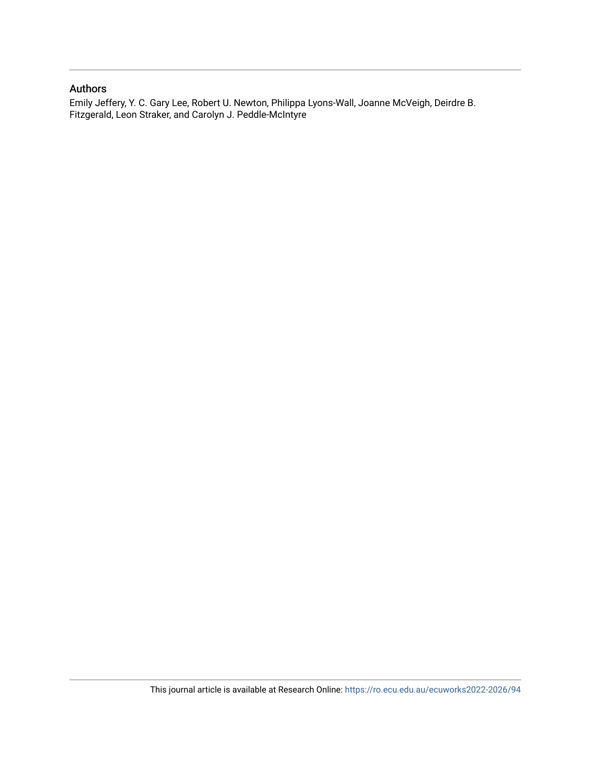## Authors

Emily Jeffery, Y. C. Gary Lee, Robert U. Newton, Philippa Lyons-Wall, Joanne McVeigh, Deirdre B. Fitzgerald, Leon Straker, and Carolyn J. Peddle-McIntyre

This journal article is available at Research Online: https://ro.ecu.edu.au/ecuworks2022-2026/94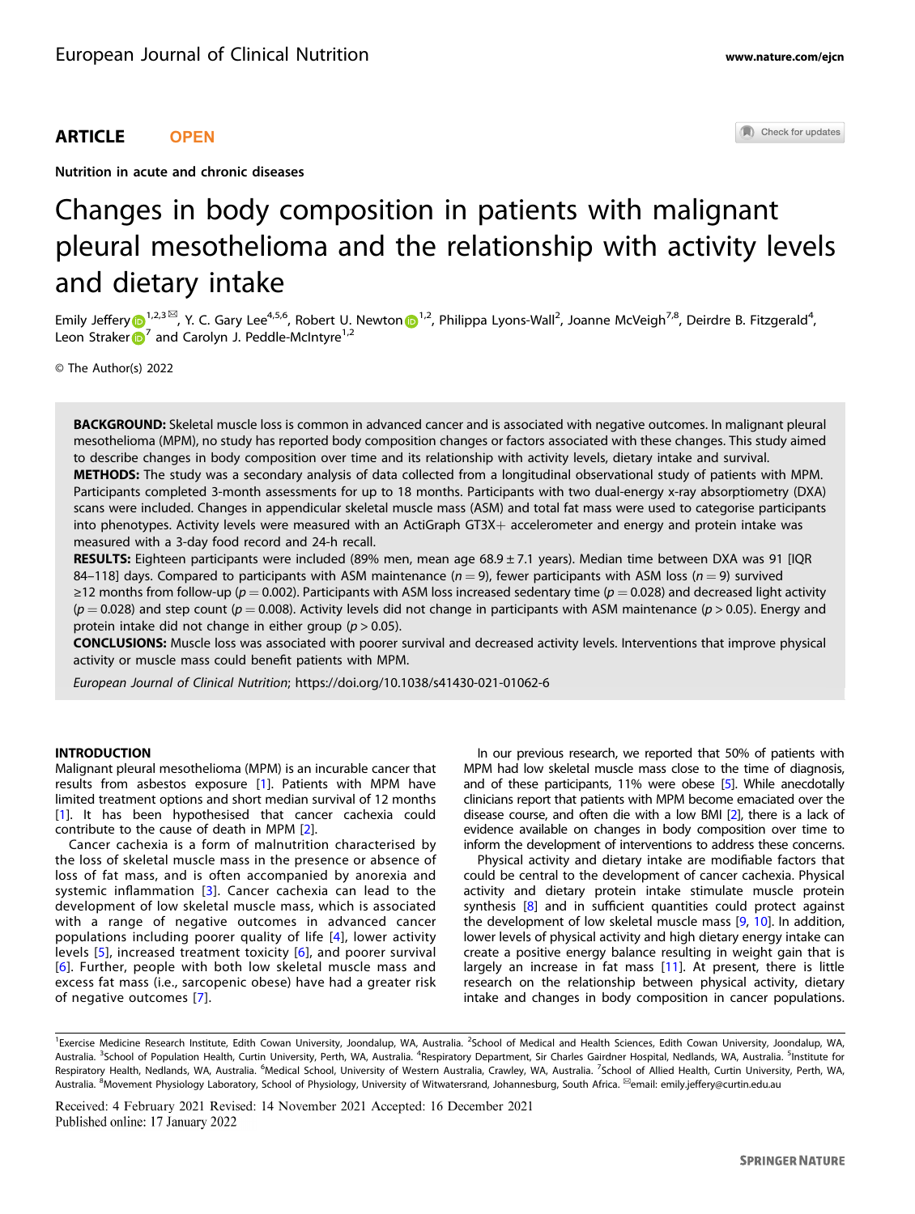European Journal of Clinical Nutrition

www.nature.com/ejcn

ARTICLE OPEN

Nutrition in acute and chronic diseases

# Changes in body composition in patients with malignant pleural mesothelioma and the relationship with activity levels and dietary intake

Emily Jeffery[1,2,3✉], Y. C. Gary Lee[4,5,6], Robert U. Newton[1,2], Philippa Lyons-Wall[2], Joanne McVeigh[7,8], Deirdre B. Fitzgerald[4], Leon Straker[7] and Carolyn J. Peddle-McIntyre[1,2]

© The Author(s) 2022

**BACKGROUND:** Skeletal muscle loss is common in advanced cancer and is associated with negative outcomes. In malignant pleural mesothelioma (MPM), no study has reported body composition changes or factors associated with these changes. This study aimed to describe changes in body composition over time and its relationship with activity levels, dietary intake and survival.
**METHODS:** The study was a secondary analysis of data collected from a longitudinal observational study of patients with MPM. Participants completed 3-month assessments for up to 18 months. Participants with two dual-energy x-ray absorptiometry (DXA) scans were included. Changes in appendicular skeletal muscle mass (ASM) and total fat mass were used to categorise participants into phenotypes. Activity levels were measured with an ActiGraph GT3X+ accelerometer and energy and protein intake was measured with a 3-day food record and 24-h recall.
**RESULTS:** Eighteen participants were included (89% men, mean age 68.9 ± 7.1 years). Median time between DXA was 91 [IQR 84–118] days. Compared to participants with ASM maintenance ($n = 9$), fewer participants with ASM loss ($n = 9$) survived ≥12 months from follow-up ($p = 0.002$). Participants with ASM loss increased sedentary time ($p = 0.028$) and decreased light activity ($p = 0.028$) and step count ($p = 0.008$). Activity levels did not change in participants with ASM maintenance ($p > 0.05$). Energy and protein intake did not change in either group ($p > 0.05$).
**CONCLUSIONS:** Muscle loss was associated with poorer survival and decreased activity levels. Interventions that improve physical activity or muscle mass could benefit patients with MPM.

*European Journal of Clinical Nutrition*; https://doi.org/10.1038/s41430-021-01062-6

## INTRODUCTION

Malignant pleural mesothelioma (MPM) is an incurable cancer that results from asbestos exposure [1]. Patients with MPM have limited treatment options and short median survival of 12 months [1]. It has been hypothesised that cancer cachexia could contribute to the cause of death in MPM [2].

Cancer cachexia is a form of malnutrition characterised by the loss of skeletal muscle mass in the presence or absence of loss of fat mass, and is often accompanied by anorexia and systemic inflammation [3]. Cancer cachexia can lead to the development of low skeletal muscle mass, which is associated with a range of negative outcomes in advanced cancer populations including poorer quality of life [4], lower activity levels [5], increased treatment toxicity [6], and poorer survival [6]. Further, people with both low skeletal muscle mass and excess fat mass (i.e., sarcopenic obese) have had a greater risk of negative outcomes [7].

In our previous research, we reported that 50% of patients with MPM had low skeletal muscle mass close to the time of diagnosis, and of these participants, 11% were obese [5]. While anecdotally clinicians report that patients with MPM become emaciated over the disease course, and often die with a low BMI [2], there is a lack of evidence available on changes in body composition over time to inform the development of interventions to address these concerns.

Physical activity and dietary intake are modifiable factors that could be central to the development of cancer cachexia. Physical activity and dietary protein intake stimulate muscle protein synthesis [8] and in sufficient quantities could protect against the development of low skeletal muscle mass [9, 10]. In addition, lower levels of physical activity and high dietary energy intake can create a positive energy balance resulting in weight gain that is largely an increase in fat mass [11]. At present, there is little research on the relationship between physical activity, dietary intake and changes in body composition in cancer populations.

[1]Exercise Medicine Research Institute, Edith Cowan University, Joondalup, WA, Australia. [2]School of Medical and Health Sciences, Edith Cowan University, Joondalup, WA, Australia. [3]School of Population Health, Curtin University, Perth, WA, Australia. [4]Respiratory Department, Sir Charles Gairdner Hospital, Nedlands, WA, Australia. [5]Institute for Respiratory Health, Nedlands, WA, Australia. [6]Medical School, University of Western Australia, Crawley, WA, Australia. [7]School of Allied Health, Curtin University, Perth, WA, Australia. [8]Movement Physiology Laboratory, School of Physiology, University of Witwatersrand, Johannesburg, South Africa. ✉email: emily.jeffery@curtin.edu.au

Received: 4 February 2021 Revised: 14 November 2021 Accepted: 16 December 2021
Published online: 17 January 2022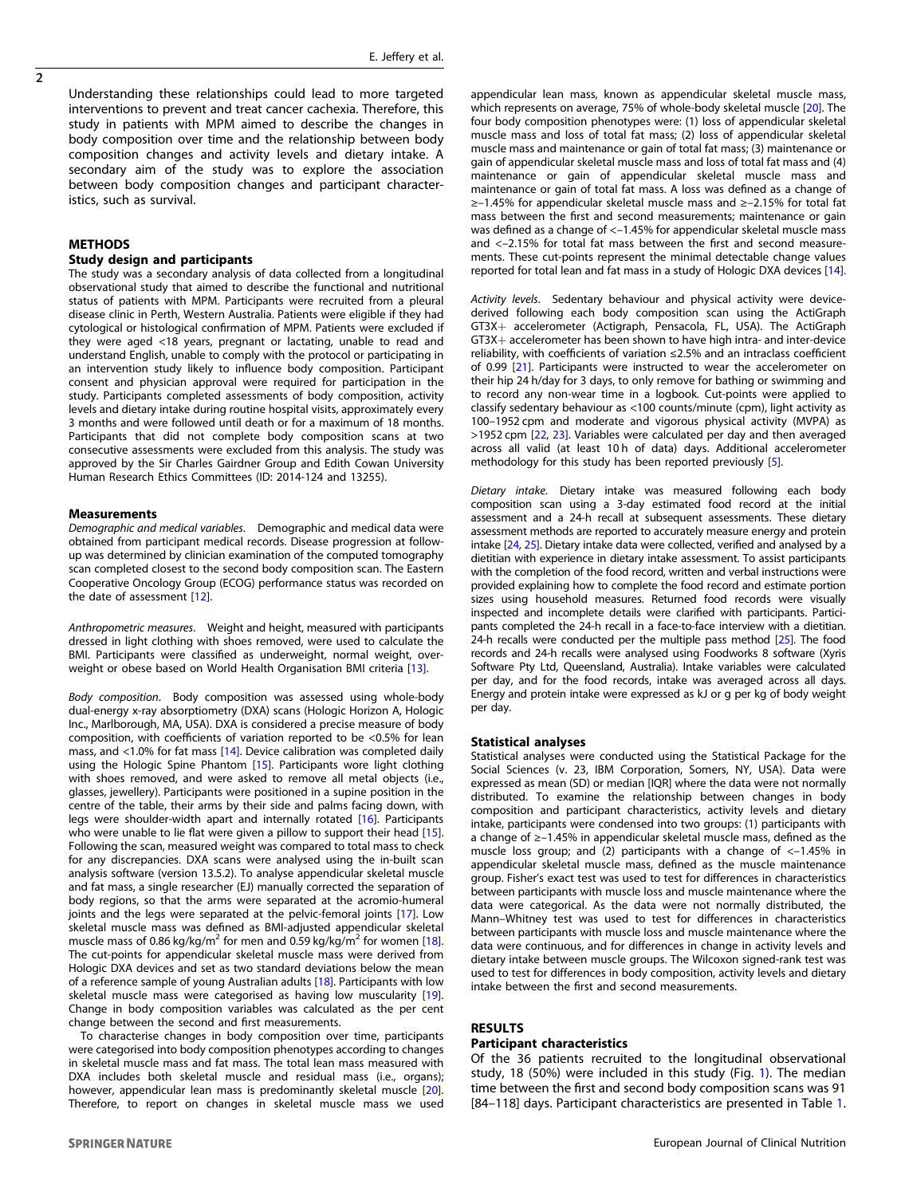Understanding these relationships could lead to more targeted interventions to prevent and treat cancer cachexia. Therefore, this study in patients with MPM aimed to describe the changes in body composition over time and the relationship between body composition changes and activity levels and dietary intake. A secondary aim of the study was to explore the association between body composition changes and participant characteristics, such as survival.

## METHODS

### Study design and participants

The study was a secondary analysis of data collected from a longitudinal observational study that aimed to describe the functional and nutritional status of patients with MPM. Participants were recruited from a pleural disease clinic in Perth, Western Australia. Patients were eligible if they had cytological or histological confirmation of MPM. Patients were excluded if they were aged <18 years, pregnant or lactating, unable to read and understand English, unable to comply with the protocol or participating in an intervention study likely to influence body composition. Participant consent and physician approval were required for participation in the study. Participants completed assessments of body composition, activity levels and dietary intake during routine hospital visits, approximately every 3 months and were followed until death or for a maximum of 18 months. Participants that did not complete body composition scans at two consecutive assessments were excluded from this analysis. The study was approved by the Sir Charles Gairdner Group and Edith Cowan University Human Research Ethics Committees (ID: 2014-124 and 13255).

### Measurements

*Demographic and medical variables*. Demographic and medical data were obtained from participant medical records. Disease progression at follow-up was determined by clinician examination of the computed tomography scan completed closest to the second body composition scan. The Eastern Cooperative Oncology Group (ECOG) performance status was recorded on the date of assessment [12].

*Anthropometric measures*. Weight and height, measured with participants dressed in light clothing with shoes removed, were used to calculate the BMI. Participants were classified as underweight, normal weight, overweight or obese based on World Health Organisation BMI criteria [13].

*Body composition*. Body composition was assessed using whole-body dual-energy x-ray absorptiometry (DXA) scans (Hologic Horizon A, Hologic Inc., Marlborough, MA, USA). DXA is considered a precise measure of body composition, with coefficients of variation reported to be <0.5% for lean mass, and <1.0% for fat mass [14]. Device calibration was completed daily using the Hologic Spine Phantom [15]. Participants wore light clothing with shoes removed, and were asked to remove all metal objects (i.e., glasses, jewellery). Participants were positioned in a supine position in the centre of the table, their arms by their side and palms facing down, with legs were shoulder-width apart and internally rotated [16]. Participants who were unable to lie flat were given a pillow to support their head [15]. Following the scan, measured weight was compared to total mass to check for any discrepancies. DXA scans were analysed using the in-built scan analysis software (version 13.5.2). To analyse appendicular skeletal muscle and fat mass, a single researcher (EJ) manually corrected the separation of body regions, so that the arms were separated at the acromio-humeral joints and the legs were separated at the pelvic-femoral joints [17]. Low skeletal muscle mass was defined as BMI-adjusted appendicular skeletal muscle mass of 0.86 kg/kg/m$^2$ for men and 0.59 kg/kg/m$^2$ for women [18]. The cut-points for appendicular skeletal muscle mass were derived from Hologic DXA devices and set as two standard deviations below the mean of a reference sample of young Australian adults [18]. Participants with low skeletal muscle mass were categorised as having low muscularity [19]. Change in body composition variables was calculated as the per cent change between the second and first measurements.

To characterise changes in body composition over time, participants were categorised into body composition phenotypes according to changes in skeletal muscle mass and fat mass. The total lean mass measured with DXA includes both skeletal muscle and residual mass (i.e., organs); however, appendicular lean mass is predominantly skeletal muscle [20]. Therefore, to report on changes in skeletal muscle mass we used appendicular lean mass, known as appendicular skeletal muscle mass, which represents on average, 75% of whole-body skeletal muscle [20]. The four body composition phenotypes were: (1) loss of appendicular skeletal muscle mass and loss of total fat mass; (2) loss of appendicular skeletal muscle mass and maintenance or gain of total fat mass; (3) maintenance or gain of appendicular skeletal muscle mass and loss of total fat mass and (4) maintenance or gain of appendicular skeletal muscle mass and maintenance or gain of total fat mass. A loss was defined as a change of ≥−1.45% for appendicular skeletal muscle mass and ≥−2.15% for total fat mass between the first and second measurements; maintenance or gain was defined as a change of <−1.45% for appendicular skeletal muscle mass and <−2.15% for total fat mass between the first and second measurements. These cut-points represent the minimal detectable change values reported for total lean and fat mass in a study of Hologic DXA devices [14].

*Activity levels*. Sedentary behaviour and physical activity were device-derived following each body composition scan using the ActiGraph GT3X+ accelerometer (Actigraph, Pensacola, FL, USA). The ActiGraph GT3X+ accelerometer has been shown to have high intra- and inter-device reliability, with coefficients of variation ≤2.5% and an intraclass coefficient of 0.99 [21]. Participants were instructed to wear the accelerometer on their hip 24 h/day for 3 days, to only remove for bathing or swimming and to record any non-wear time in a logbook. Cut-points were applied to classify sedentary behaviour as <100 counts/minute (cpm), light activity as 100–1952 cpm and moderate and vigorous physical activity (MVPA) as >1952 cpm [22, 23]. Variables were calculated per day and then averaged across all valid (at least 10 h of data) days. Additional accelerometer methodology for this study has been reported previously [5].

*Dietary intake*. Dietary intake was measured following each body composition scan using a 3-day estimated food record at the initial assessment and a 24-h recall at subsequent assessments. These dietary assessment methods are reported to accurately measure energy and protein intake [24, 25]. Dietary intake data were collected, verified and analysed by a dietitian with experience in dietary intake assessment. To assist participants with the completion of the food record, written and verbal instructions were provided explaining how to complete the food record and estimate portion sizes using household measures. Returned food records were visually inspected and incomplete details were clarified with participants. Participants completed the 24-h recall in a face-to-face interview with a dietitian. 24-h recalls were conducted per the multiple pass method [25]. The food records and 24-h recalls were analysed using Foodworks 8 software (Xyris Software Pty Ltd, Queensland, Australia). Intake variables were calculated per day, and for the food records, intake was averaged across all days. Energy and protein intake were expressed as kJ or g per kg of body weight per day.

### Statistical analyses

Statistical analyses were conducted using the Statistical Package for the Social Sciences (v. 23, IBM Corporation, Somers, NY, USA). Data were expressed as mean (SD) or median [IQR] where the data were not normally distributed. To examine the relationship between changes in body composition and participant characteristics, activity levels and dietary intake, participants were condensed into two groups: (1) participants with a change of ≥−1.45% in appendicular skeletal muscle mass, defined as the muscle loss group; and (2) participants with a change of <−1.45% in appendicular skeletal muscle mass, defined as the muscle maintenance group. Fisher's exact test was used to test for differences in characteristics between participants with muscle loss and muscle maintenance where the data were categorical. As the data were not normally distributed, the Mann–Whitney test was used to test for differences in characteristics between participants with muscle loss and muscle maintenance where the data were continuous, and for differences in change in activity levels and dietary intake between muscle groups. The Wilcoxon signed-rank test was used to test for differences in body composition, activity levels and dietary intake between the first and second measurements.

## RESULTS

### Participant characteristics

Of the 36 patients recruited to the longitudinal observational study, 18 (50%) were included in this study (Fig. 1). The median time between the first and second body composition scans was 91 [84–118] days. Participant characteristics are presented in Table 1.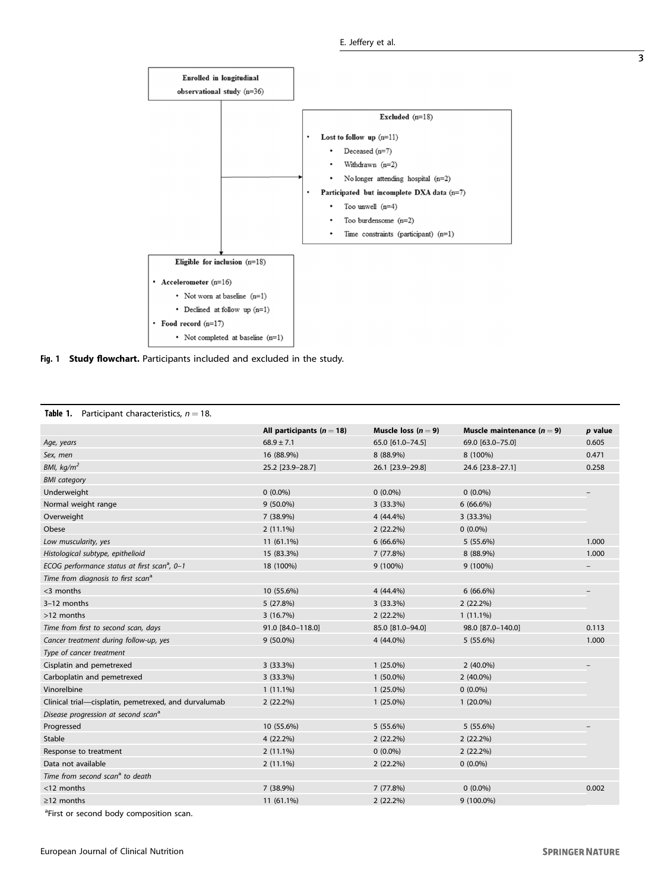Enrolled in longitudinal observational study (n=36)

Excluded (n=18)

- Lost to follow up (n=11)
  - Deceased (n=7)
  - Withdrawn (n=2)
  - No longer attending hospital (n=2)
- Participated but incomplete DXA data (n=7)
  - Too unwell (n=4)
  - Too burdensome (n=2)
  - Time constraints (participant) (n=1)

Eligible for inclusion (n=18)

- Accelerometer (n=16)
  - Not worn at baseline (n=1)
  - Declined at follow up (n=1)
- Food record (n=17)
  - Not completed at baseline (n=1)

**Fig. 1 Study flowchart.** Participants included and excluded in the study.

**Table 1.** Participant characteristics, $n = 18$.

| | All participants ($n = 18$) | Muscle loss ($n = 9$) | Muscle maintenance ($n = 9$) | p value |
|---|---|---|---|---|
| *Age, years* | 68.9 ± 7.1 | 65.0 [61.0–74.5] | 69.0 [63.0–75.0] | 0.605 |
| *Sex, men* | 16 (88.9%) | 8 (88.9%) | 8 (100%) | 0.471 |
| *BMI, kg/m²* | 25.2 [23.9–28.7] | 26.1 [23.9–29.8] | 24.6 [23.8–27.1] | 0.258 |
| *BMI category* | | | | |
| Underweight | 0 (0.0%) | 0 (0.0%) | 0 (0.0%) | – |
| Normal weight range | 9 (50.0%) | 3 (33.3%) | 6 (66.6%) | |
| Overweight | 7 (38.9%) | 4 (44.4%) | 3 (33.3%) | |
| Obese | 2 (11.1%) | 2 (22.2%) | 0 (0.0%) | |
| *Low muscularity, yes* | 11 (61.1%) | 6 (66.6%) | 5 (55.6%) | 1.000 |
| *Histological subtype, epithelioid* | 15 (83.3%) | 7 (77.8%) | 8 (88.9%) | 1.000 |
| *ECOG performance status at first scan[a], 0–1* | 18 (100%) | 9 (100%) | 9 (100%) | – |
| *Time from diagnosis to first scan[a]* | | | | |
| <3 months | 10 (55.6%) | 4 (44.4%) | 6 (66.6%) | – |
| 3–12 months | 5 (27.8%) | 3 (33.3%) | 2 (22.2%) | |
| >12 months | 3 (16.7%) | 2 (22.2%) | 1 (11.1%) | |
| *Time from first to second scan, days* | 91.0 [84.0–118.0] | 85.0 [81.0–94.0] | 98.0 [87.0–140.0] | 0.113 |
| *Cancer treatment during follow-up, yes* | 9 (50.0%) | 4 (44.0%) | 5 (55.6%) | 1.000 |
| *Type of cancer treatment* | | | | |
| Cisplatin and pemetrexed | 3 (33.3%) | 1 (25.0%) | 2 (40.0%) | – |
| Carboplatin and pemetrexed | 3 (33.3%) | 1 (50.0%) | 2 (40.0%) | |
| Vinorelbine | 1 (11.1%) | 1 (25.0%) | 0 (0.0%) | |
| Clinical trial—cisplatin, pemetrexed, and durvalumab | 2 (22.2%) | 1 (25.0%) | 1 (20.0%) | |
| *Disease progression at second scan[a]* | | | | |
| Progressed | 10 (55.6%) | 5 (55.6%) | 5 (55.6%) | – |
| Stable | 4 (22.2%) | 2 (22.2%) | 2 (22.2%) | |
| Response to treatment | 2 (11.1%) | 0 (0.0%) | 2 (22.2%) | |
| Data not available | 2 (11.1%) | 2 (22.2%) | 0 (0.0%) | |
| *Time from second scan[a] to death* | | | | |
| <12 months | 7 (38.9%) | 7 (77.8%) | 0 (0.0%) | 0.002 |
| ≥12 months | 11 (61.1%) | 2 (22.2%) | 9 (100.0%) | |

[a]First or second body composition scan.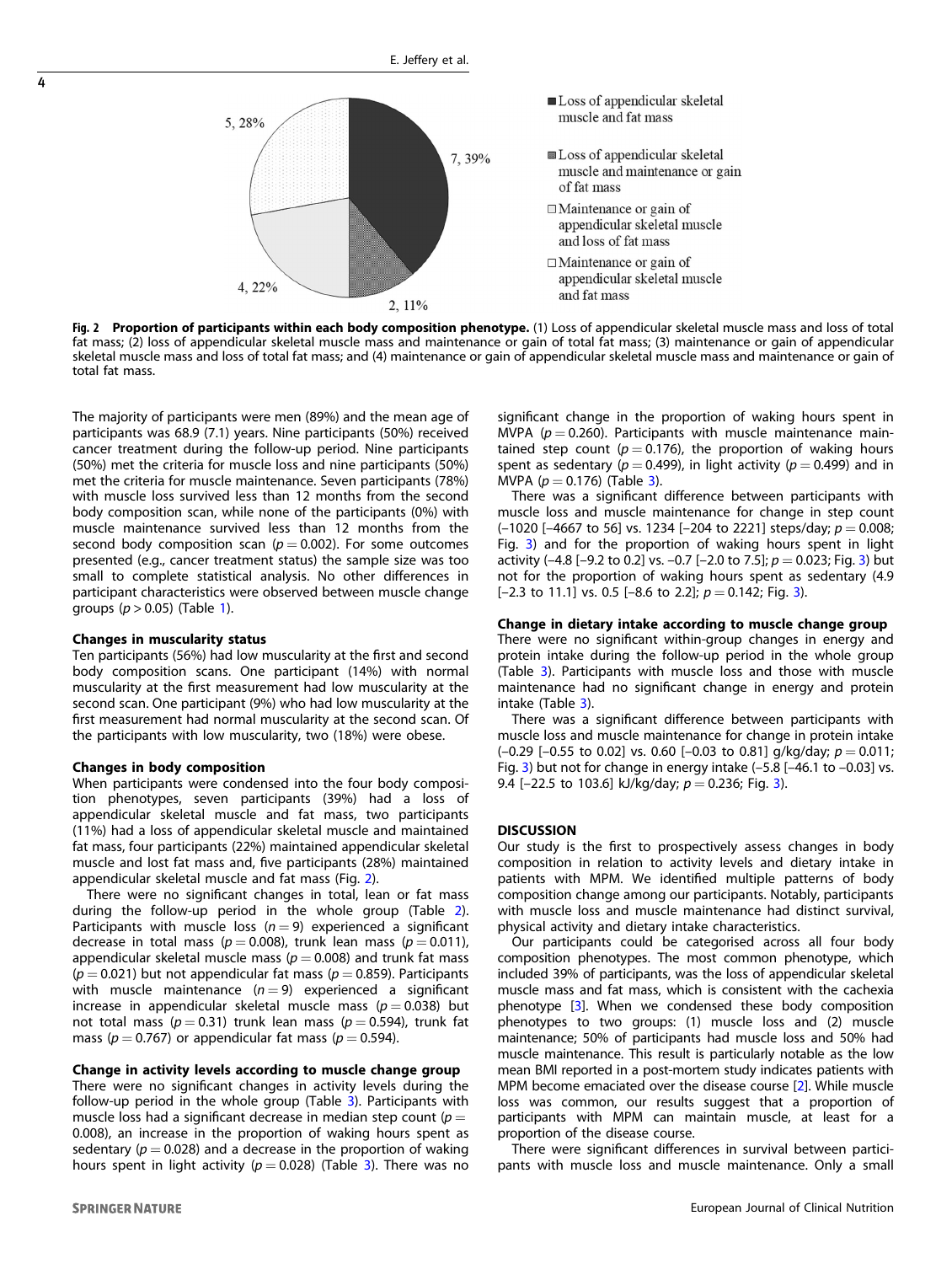5, 28%

7, 39%

4, 22%

2, 11%

■ Loss of appendicular skeletal muscle and fat mass

▩ Loss of appendicular skeletal muscle and maintenance or gain of fat mass

□ Maintenance or gain of appendicular skeletal muscle and loss of fat mass

□ Maintenance or gain of appendicular skeletal muscle and fat mass

**Fig. 2 Proportion of participants within each body composition phenotype.** (1) Loss of appendicular skeletal muscle mass and loss of total fat mass; (2) loss of appendicular skeletal muscle mass and maintenance or gain of total fat mass; (3) maintenance or gain of appendicular skeletal muscle mass and loss of total fat mass; and (4) maintenance or gain of appendicular skeletal muscle mass and maintenance or gain of total fat mass.

The majority of participants were men (89%) and the mean age of participants was 68.9 (7.1) years. Nine participants (50%) received cancer treatment during the follow-up period. Nine participants (50%) met the criteria for muscle loss and nine participants (50%) met the criteria for muscle maintenance. Seven participants (78%) with muscle loss survived less than 12 months from the second body composition scan, while none of the participants (0%) with muscle maintenance survived less than 12 months from the second body composition scan ($p = 0.002$). For some outcomes presented (e.g., cancer treatment status) the sample size was too small to complete statistical analysis. No other differences in participant characteristics were observed between muscle change groups ($p > 0.05$) (Table 1).

### Changes in muscularity status

Ten participants (56%) had low muscularity at the first and second body composition scans. One participant (14%) with normal muscularity at the first measurement had low muscularity at the second scan. One participant (9%) who had low muscularity at the first measurement had normal muscularity at the second scan. Of the participants with low muscularity, two (18%) were obese.

### Changes in body composition

When participants were condensed into the four body composition phenotypes, seven participants (39%) had a loss of appendicular skeletal muscle and fat mass, two participants (11%) had a loss of appendicular skeletal muscle and maintained fat mass, four participants (22%) maintained appendicular skeletal muscle and lost fat mass and, five participants (28%) maintained appendicular skeletal muscle and fat mass (Fig. 2).

There were no significant changes in total, lean or fat mass during the follow-up period in the whole group (Table 2). Participants with muscle loss ($n = 9$) experienced a significant decrease in total mass ($p = 0.008$), trunk lean mass ($p = 0.011$), appendicular skeletal muscle mass ($p = 0.008$) and trunk fat mass ($p = 0.021$) but not appendicular fat mass ($p = 0.859$). Participants with muscle maintenance ($n = 9$) experienced a significant increase in appendicular skeletal muscle mass ($p = 0.038$) but not total mass ($p = 0.31$) trunk lean mass ($p = 0.594$), trunk fat mass ($p = 0.767$) or appendicular fat mass ($p = 0.594$).

### Change in activity levels according to muscle change group

There were no significant changes in activity levels during the follow-up period in the whole group (Table 3). Participants with muscle loss had a significant decrease in median step count ($p = 0.008$), an increase in the proportion of waking hours spent as sedentary ($p = 0.028$) and a decrease in the proportion of waking hours spent in light activity ($p = 0.028$) (Table 3). There was no significant change in the proportion of waking hours spent in MVPA ($p = 0.260$). Participants with muscle maintenance maintained step count ($p = 0.176$), the proportion of waking hours spent as sedentary ($p = 0.499$), in light activity ($p = 0.499$) and in MVPA ($p = 0.176$) (Table 3).

There was a significant difference between participants with muscle loss and muscle maintenance for change in step count (−1020 [−4667 to 56] vs. 1234 [−204 to 2221] steps/day; $p = 0.008$; Fig. 3) and for the proportion of waking hours spent in light activity (−4.8 [−9.2 to 0.2] vs. −0.7 [−2.0 to 7.5]; $p = 0.023$; Fig. 3) but not for the proportion of waking hours spent as sedentary (4.9 [−2.3 to 11.1] vs. 0.5 [−8.6 to 2.2]; $p = 0.142$; Fig. 3).

### Change in dietary intake according to muscle change group

There were no significant within-group changes in energy and protein intake during the follow-up period in the whole group (Table 3). Participants with muscle loss and those with muscle maintenance had no significant change in energy and protein intake (Table 3).

There was a significant difference between participants with muscle loss and muscle maintenance for change in protein intake (−0.29 [−0.55 to 0.02] vs. 0.60 [−0.03 to 0.81] g/kg/day; $p = 0.011$; Fig. 3) but not for change in energy intake (−5.8 [−46.1 to −0.03] vs. 9.4 [−22.5 to 103.6] kJ/kg/day; $p = 0.236$; Fig. 3).

## DISCUSSION

Our study is the first to prospectively assess changes in body composition in relation to activity levels and dietary intake in patients with MPM. We identified multiple patterns of body composition change among our participants. Notably, participants with muscle loss and muscle maintenance had distinct survival, physical activity and dietary intake characteristics.

Our participants could be categorised across all four body composition phenotypes. The most common phenotype, which included 39% of participants, was the loss of appendicular skeletal muscle mass and fat mass, which is consistent with the cachexia phenotype [3]. When we condensed these body composition phenotypes to two groups: (1) muscle loss and (2) muscle maintenance; 50% of participants had muscle loss and 50% had muscle maintenance. This result is particularly notable as the low mean BMI reported in a post-mortem study indicates patients with MPM become emaciated over the disease course [2]. While muscle loss was common, our results suggest that a proportion of participants with MPM can maintain muscle, at least for a proportion of the disease course.

There were significant differences in survival between participants with muscle loss and muscle maintenance. Only a small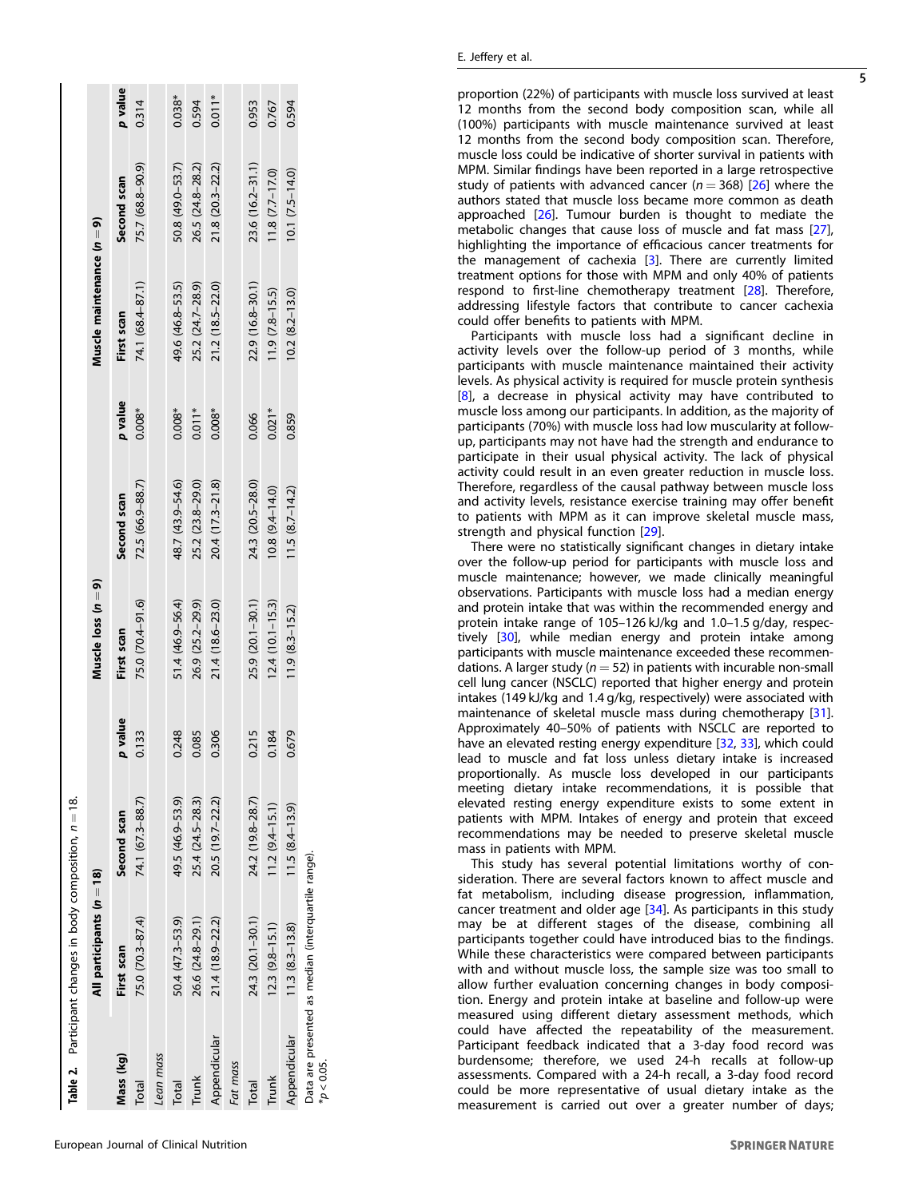**Table 2.** Participant changes in body composition, $n = 18$.

| Mass (kg) | All participants ($n = 18$) | | | Muscle loss ($n = 9$) | | | Muscle maintenance ($n = 9$) | | |
|---|---|---|---|---|---|---|---|---|---|
| | First scan | Second scan | p value | First scan | Second scan | p value | First scan | Second scan | p value |
| Total | 75.0 (70.3–87.4) | 74.1 (67.3–88.7) | 0.133 | 75.0 (70.4–91.6) | 72.5 (66.9–88.7) | 0.008* | 74.1 (68.4–87.1) | 75.7 (68.8–90.9) | 0.314 |
| *Lean mass* | | | | | | | | | |
| Total | 50.4 (47.3–53.9) | 49.5 (46.9–53.9) | 0.248 | 51.4 (46.9–56.4) | 48.7 (43.9–54.6) | 0.008* | 49.6 (46.8–53.5) | 50.8 (49.0–53.7) | 0.038* |
| Trunk | 26.6 (24.8–29.1) | 25.4 (24.5–28.3) | 0.085 | 26.9 (25.2–29.9) | 25.2 (23.8–29.0) | 0.011* | 25.2 (24.7–28.9) | 26.5 (24.8–28.2) | 0.594 |
| Appendicular | 21.4 (18.9–22.2) | 20.5 (19.7–22.2) | 0.306 | 21.4 (18.6–23.0) | 20.4 (17.3–21.8) | 0.008* | 21.2 (18.5–22.0) | 21.8 (20.3–22.2) | 0.011* |
| *Fat mass* | | | | | | | | | |
| Total | 24.3 (20.1–30.1) | 24.2 (19.8–28.7) | 0.215 | 25.9 (20.1–30.1) | 24.3 (20.5–28.0) | 0.066 | 22.9 (16.8–30.1) | 23.6 (16.2–31.1) | 0.953 |
| Trunk | 12.3 (9.8–15.1) | 11.2 (9.4–15.1) | 0.184 | 12.4 (10.1–15.3) | 10.8 (9.4–14.0) | 0.021* | 11.9 (7.8–15.5) | 11.8 (7.7–17.0) | 0.767 |
| Appendicular | 11.3 (8.3–13.8) | 11.5 (8.4–13.9) | 0.679 | 11.9 (8.3–15.2) | 11.5 (8.7–14.2) | 0.859 | 10.2 (8.2–13.0) | 10.1 (7.5–14.0) | 0.594 |

Data are presented as median (interquartile range).

*$p < 0.05$.

proportion (22%) of participants with muscle loss survived at least 12 months from the second body composition scan, while all (100%) participants with muscle maintenance survived at least 12 months from the second body composition scan. Therefore, muscle loss could be indicative of shorter survival in patients with MPM. Similar findings have been reported in a large retrospective study of patients with advanced cancer ($n = 368$) [26] where the authors stated that muscle loss became more common as death approached [26]. Tumour burden is thought to mediate the metabolic changes that cause loss of muscle and fat mass [27], highlighting the importance of efficacious cancer treatments for the management of cachexia [3]. There are currently limited treatment options for those with MPM and only 40% of patients respond to first-line chemotherapy treatment [28]. Therefore, addressing lifestyle factors that contribute to cancer cachexia could offer benefits to patients with MPM.

Participants with muscle loss had a significant decline in activity levels over the follow-up period of 3 months, while participants with muscle maintenance maintained their activity levels. As physical activity is required for muscle protein synthesis [8], a decrease in physical activity may have contributed to muscle loss among our participants. In addition, as the majority of participants (70%) with muscle loss had low muscularity at follow-up, participants may not have had the strength and endurance to participate in their usual physical activity. The lack of physical activity could result in an even greater reduction in muscle loss. Therefore, regardless of the causal pathway between muscle loss and activity levels, resistance exercise training may offer benefit to patients with MPM as it can improve skeletal muscle mass, strength and physical function [29].

There were no statistically significant changes in dietary intake over the follow-up period for participants with muscle loss and muscle maintenance; however, we made clinically meaningful observations. Participants with muscle loss had a median energy and protein intake that was within the recommended energy and protein intake range of 105–126 kJ/kg and 1.0–1.5 g/day, respectively [30], while median energy and protein intake among participants with muscle maintenance exceeded these recommendations. A larger study ($n = 52$) in patients with incurable non-small cell lung cancer (NSCLC) reported that higher energy and protein intakes (149 kJ/kg and 1.4 g/kg, respectively) were associated with maintenance of skeletal muscle mass during chemotherapy [31]. Approximately 40–50% of patients with NSCLC are reported to have an elevated resting energy expenditure [32, 33], which could lead to muscle and fat loss unless dietary intake is increased proportionally. As muscle loss developed in our participants meeting dietary intake recommendations, it is possible that elevated resting energy expenditure exists to some extent in patients with MPM. Intakes of energy and protein that exceed recommendations may be needed to preserve skeletal muscle mass in patients with MPM.

This study has several potential limitations worthy of consideration. There are several factors known to affect muscle and fat metabolism, including disease progression, inflammation, cancer treatment and older age [34]. As participants in this study may be at different stages of the disease, combining all participants together could have introduced bias to the findings. While these characteristics were compared between participants with and without muscle loss, the sample size was too small to allow further evaluation concerning changes in body composition. Energy and protein intake at baseline and follow-up were measured using different dietary assessment methods, which could have affected the repeatability of the measurement. Participant feedback indicated that a 3-day food record was burdensome; therefore, we used 24-h recalls at follow-up assessments. Compared with a 24-h recall, a 3-day food record could be more representative of usual dietary intake as the measurement is carried out over a greater number of days;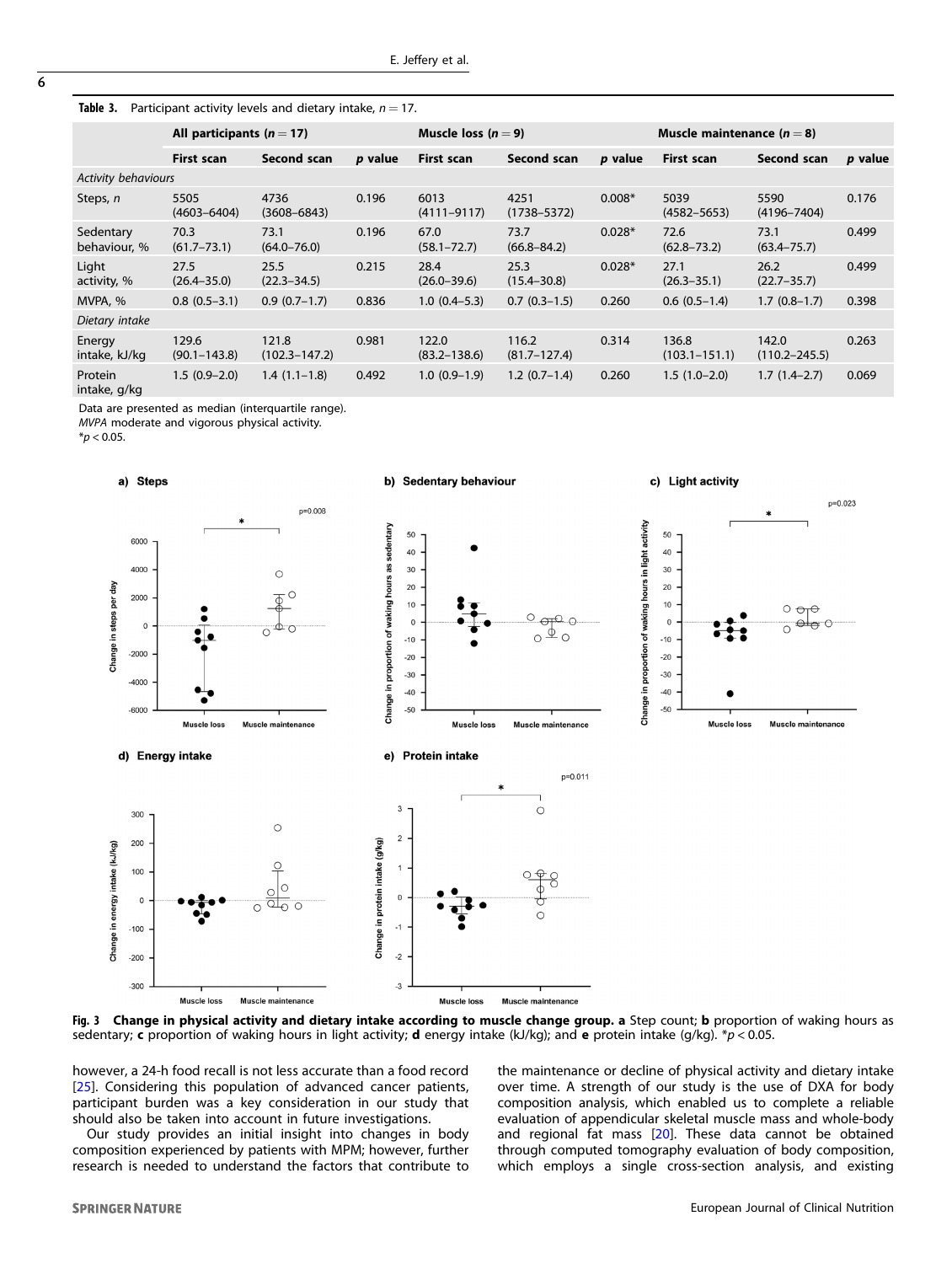**Table 3.** Participant activity levels and dietary intake, $n = 17$.

| | All participants ($n = 17$) | | | Muscle loss ($n = 9$) | | | Muscle maintenance ($n = 8$) | | |
|---|---|---|---|---|---|---|---|---|---|
| | First scan | Second scan | p value | First scan | Second scan | p value | First scan | Second scan | p value |
| *Activity behaviours* | | | | | | | | | |
| Steps, n | 5505 (4603–6404) | 4736 (3608–6843) | 0.196 | 6013 (4111–9117) | 4251 (1738–5372) | 0.008* | 5039 (4582–5653) | 5590 (4196–7404) | 0.176 |
| Sedentary behaviour, % | 70.3 (61.7–73.1) | 73.1 (64.0–76.0) | 0.196 | 67.0 (58.1–72.7) | 73.7 (66.8–84.2) | 0.028* | 72.6 (62.8–73.2) | 73.1 (63.4–75.7) | 0.499 |
| Light activity, % | 27.5 (26.4–35.0) | 25.5 (22.3–34.5) | 0.215 | 28.4 (26.0–39.6) | 25.3 (15.4–30.8) | 0.028* | 27.1 (26.3–35.1) | 26.2 (22.7–35.7) | 0.499 |
| MVPA, % | 0.8 (0.5–3.1) | 0.9 (0.7–1.7) | 0.836 | 1.0 (0.4–5.3) | 0.7 (0.3–1.5) | 0.260 | 0.6 (0.5–1.4) | 1.7 (0.8–1.7) | 0.398 |
| *Dietary intake* | | | | | | | | | |
| Energy intake, kJ/kg | 129.6 (90.1–143.8) | 121.8 (102.3–147.2) | 0.981 | 122.0 (83.2–138.6) | 116.2 (81.7–127.4) | 0.314 | 136.8 (103.1–151.1) | 142.0 (110.2–245.5) | 0.263 |
| Protein intake, g/kg | 1.5 (0.9–2.0) | 1.4 (1.1–1.8) | 0.492 | 1.0 (0.9–1.9) | 1.2 (0.7–1.4) | 0.260 | 1.5 (1.0–2.0) | 1.7 (1.4–2.7) | 0.069 |

Data are presented as median (interquartile range).
*MVPA* moderate and vigorous physical activity.
*$p < 0.05$.

a) Steps
p=0.008
*
Change in steps per day
6000, 4000, 2000, 0, -2000, -4000, -6000
Muscle loss    Muscle maintenance

b) Sedentary behaviour
Change in proportion of waking hours as sedentary
50, 40, 30, 20, 10, 0, -10, -20, -30, -40, -50
Muscle loss    Muscle maintenance

c) Light activity
p=0.023
*
Change in proportion of waking hours in light activity
50, 40, 30, 20, 10, 0, -10, -20, -30, -40, -50
Muscle loss    Muscle maintenance

d) Energy intake
Change in energy intake (kJ/kg)
300, 200, 100, 0, -100, -200, -300
Muscle loss    Muscle maintenance

e) Protein intake
p=0.011
*
Change in protein intake (g/kg)
3, 2, 1, 0, -1, -2, -3
Muscle loss    Muscle maintenance

**Fig. 3 Change in physical activity and dietary intake according to muscle change group. a** Step count; **b** proportion of waking hours as sedentary; **c** proportion of waking hours in light activity; **d** energy intake (kJ/kg); and **e** protein intake (g/kg). *$p < 0.05$.

however, a 24-h food recall is not less accurate than a food record [25]. Considering this population of advanced cancer patients, participant burden was a key consideration in our study that should also be taken into account in future investigations.

Our study provides an initial insight into changes in body composition experienced by patients with MPM; however, further research is needed to understand the factors that contribute to the maintenance or decline of physical activity and dietary intake over time. A strength of our study is the use of DXA for body composition analysis, which enabled us to complete a reliable evaluation of appendicular skeletal muscle mass and whole-body and regional fat mass [20]. These data cannot be obtained through computed tomography evaluation of body composition, which employs a single cross-section analysis, and existing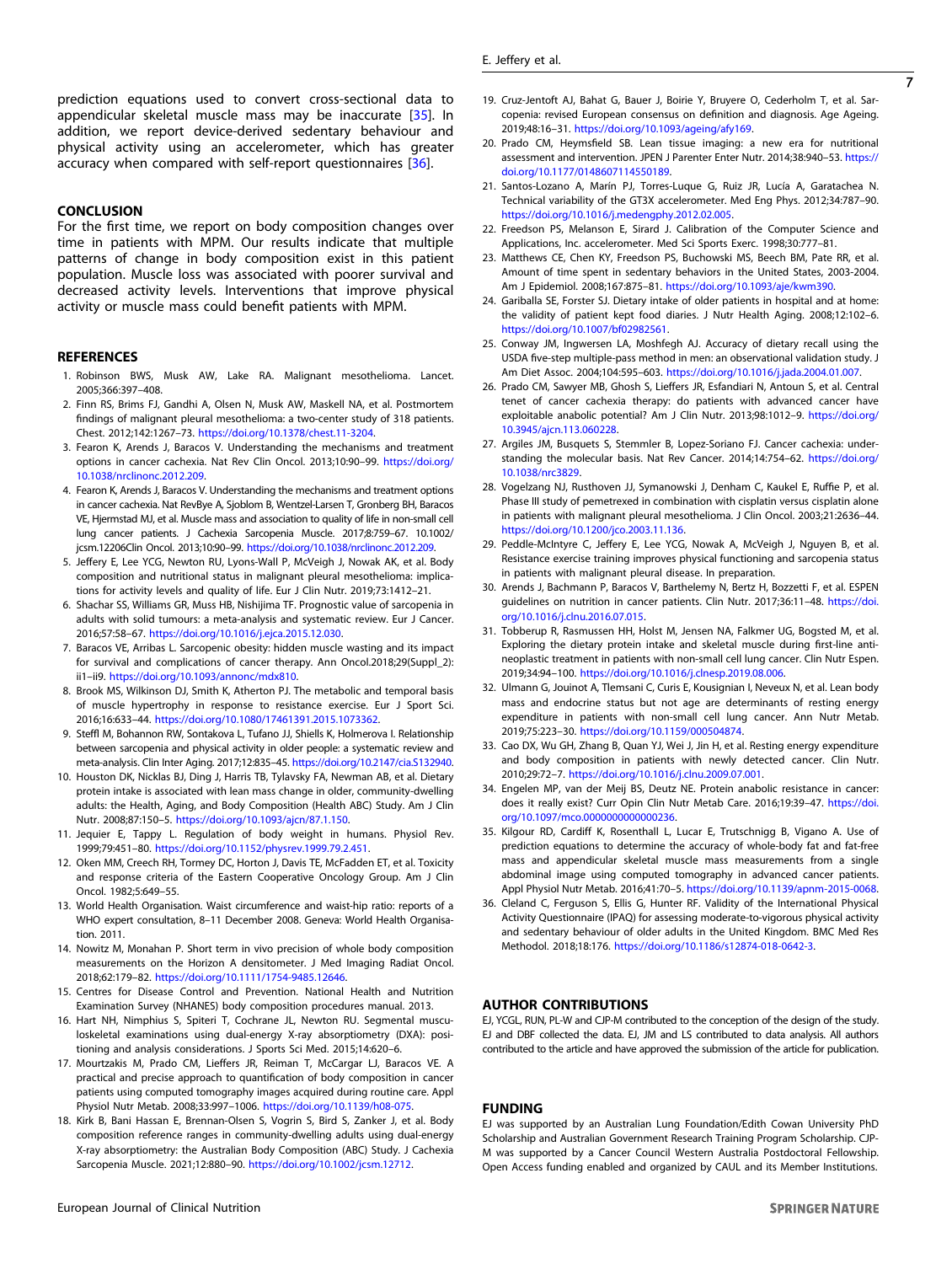prediction equations used to convert cross-sectional data to appendicular skeletal muscle mass may be inaccurate [35]. In addition, we report device-derived sedentary behaviour and physical activity using an accelerometer, which has greater accuracy when compared with self-report questionnaires [36].

## CONCLUSION

For the first time, we report on body composition changes over time in patients with MPM. Our results indicate that multiple patterns of change in body composition exist in this patient population. Muscle loss was associated with poorer survival and decreased activity levels. Interventions that improve physical activity or muscle mass could benefit patients with MPM.

## REFERENCES

1. Robinson BWS, Musk AW, Lake RA. Malignant mesothelioma. Lancet. 2005;366:397–408.
2. Finn RS, Brims FJ, Gandhi A, Olsen N, Musk AW, Maskell NA, et al. Postmortem findings of malignant pleural mesothelioma: a two-center study of 318 patients. Chest. 2012;142:1267–73. https://doi.org/10.1378/chest.11-3204.
3. Fearon K, Arends J, Baracos V. Understanding the mechanisms and treatment options in cancer cachexia. Nat Rev Clin Oncol. 2013;10:90–99. https://doi.org/10.1038/nrclinonc.2012.209.
4. Fearon K, Arends J, Baracos V. Understanding the mechanisms and treatment options in cancer cachexia. Nat RevBye A, Sjoblom B, Wentzel-Larsen T, Gronberg BH, Baracos VE, Hjermstad MJ, et al. Muscle mass and association to quality of life in non-small cell lung cancer patients. J Cachexia Sarcopenia Muscle. 2017;8:759–67. 10.1002/jcsm.12206Clin Oncol. 2013;10:90–99. https://doi.org/10.1038/nrclinonc.2012.209.
5. Jeffery E, Lee YCG, Newton RU, Lyons-Wall P, McVeigh J, Nowak AK, et al. Body composition and nutritional status in malignant pleural mesothelioma: implications for activity levels and quality of life. Eur J Clin Nutr. 2019;73:1412–21.
6. Shachar SS, Williams GR, Muss HB, Nishijima TF. Prognostic value of sarcopenia in adults with solid tumours: a meta-analysis and systematic review. Eur J Cancer. 2016;57:58–67. https://doi.org/10.1016/j.ejca.2015.12.030.
7. Baracos VE, Arribas L. Sarcopenic obesity: hidden muscle wasting and its impact for survival and complications of cancer therapy. Ann Oncol.2018;29(Suppl_2): ii1–ii9. https://doi.org/10.1093/annonc/mdx810.
8. Brook MS, Wilkinson DJ, Smith K, Atherton PJ. The metabolic and temporal basis of muscle hypertrophy in response to resistance exercise. Eur J Sport Sci. 2016;16:633–44. https://doi.org/10.1080/17461391.2015.1073362.
9. Steffl M, Bohannon RW, Sontakova L, Tufano JJ, Shiells K, Holmerova I. Relationship between sarcopenia and physical activity in older people: a systematic review and meta-analysis. Clin Inter Aging. 2017;12:835–45. https://doi.org/10.2147/cia.S132940.
10. Houston DK, Nicklas BJ, Ding J, Harris TB, Tylavsky FA, Newman AB, et al. Dietary protein intake is associated with lean mass change in older, community-dwelling adults: the Health, Aging, and Body Composition (Health ABC) Study. Am J Clin Nutr. 2008;87:150–5. https://doi.org/10.1093/ajcn/87.1.150.
11. Jequier E, Tappy L. Regulation of body weight in humans. Physiol Rev. 1999;79:451–80. https://doi.org/10.1152/physrev.1999.79.2.451.
12. Oken MM, Creech RH, Tormey DC, Horton J, Davis TE, McFadden ET, et al. Toxicity and response criteria of the Eastern Cooperative Oncology Group. Am J Clin Oncol. 1982;5:649–55.
13. World Health Organisation. Waist circumference and waist-hip ratio: reports of a WHO expert consultation, 8–11 December 2008. Geneva: World Health Organisation. 2011.
14. Nowitz M, Monahan P. Short term in vivo precision of whole body composition measurements on the Horizon A densitometer. J Med Imaging Radiat Oncol. 2018;62:179–82. https://doi.org/10.1111/1754-9485.12646.
15. Centres for Disease Control and Prevention. National Health and Nutrition Examination Survey (NHANES) body composition procedures manual. 2013.
16. Hart NH, Nimphius S, Spiteri T, Cochrane JL, Newton RU. Segmental musculoskeletal examinations using dual-energy X-ray absorptiometry (DXA): positioning and analysis considerations. J Sports Sci Med. 2015;14:620–6.
17. Mourtzakis M, Prado CM, Lieffers JR, Reiman T, McCargar LJ, Baracos VE. A practical and precise approach to quantification of body composition in cancer patients using computed tomography images acquired during routine care. Appl Physiol Nutr Metab. 2008;33:997–1006. https://doi.org/10.1139/h08-075.
18. Kirk B, Bani Hassan E, Brennan-Olsen S, Vogrin S, Bird S, Zanker J, et al. Body composition reference ranges in community-dwelling adults using dual-energy X-ray absorptiometry: the Australian Body Composition (ABC) Study. J Cachexia Sarcopenia Muscle. 2021;12:880–90. https://doi.org/10.1002/jcsm.12712.
19. Cruz-Jentoft AJ, Bahat G, Bauer J, Boirie Y, Bruyere O, Cederholm T, et al. Sarcopenia: revised European consensus on definition and diagnosis. Age Ageing. 2019;48:16–31. https://doi.org/10.1093/ageing/afy169.
20. Prado CM, Heymsfield SB. Lean tissue imaging: a new era for nutritional assessment and intervention. JPEN J Parenter Enter Nutr. 2014;38:940–53. https://doi.org/10.1177/0148607114550189.
21. Santos-Lozano A, Marín PJ, Torres-Luque G, Ruiz JR, Lucía A, Garatachea N. Technical variability of the GT3X accelerometer. Med Eng Phys. 2012;34:787–90. https://doi.org/10.1016/j.medengphy.2012.02.005.
22. Freedson PS, Melanson E, Sirard J. Calibration of the Computer Science and Applications, Inc. accelerometer. Med Sci Sports Exerc. 1998;30:777–81.
23. Matthews CE, Chen KY, Freedson PS, Buchowski MS, Beech BM, Pate RR, et al. Amount of time spent in sedentary behaviors in the United States, 2003-2004. Am J Epidemiol. 2008;167:875–81. https://doi.org/10.1093/aje/kwm390.
24. Gariballa SE, Forster SJ. Dietary intake of older patients in hospital and at home: the validity of patient kept food diaries. J Nutr Health Aging. 2008;12:102–6. https://doi.org/10.1007/bf02982561.
25. Conway JM, Ingwersen LA, Moshfegh AJ. Accuracy of dietary recall using the USDA five-step multiple-pass method in men: an observational validation study. J Am Diet Assoc. 2004;104:595–603. https://doi.org/10.1016/j.jada.2004.01.007.
26. Prado CM, Sawyer MB, Ghosh S, Lieffers JR, Esfandiari N, Antoun S, et al. Central tenet of cancer cachexia therapy: do patients with advanced cancer have exploitable anabolic potential? Am J Clin Nutr. 2013;98:1012–9. https://doi.org/10.3945/ajcn.113.060228.
27. Argiles JM, Busquets S, Stemmler B, Lopez-Soriano FJ. Cancer cachexia: understanding the molecular basis. Nat Rev Cancer. 2014;14:754–62. https://doi.org/10.1038/nrc3829.
28. Vogelzang NJ, Rusthoven JJ, Symanowski J, Denham C, Kaukel E, Ruffie P, et al. Phase III study of pemetrexed in combination with cisplatin versus cisplatin alone in patients with malignant pleural mesothelioma. J Clin Oncol. 2003;21:2636–44. https://doi.org/10.1200/jco.2003.11.136.
29. Peddle-McIntyre C, Jeffery E, Lee YCG, Nowak A, McVeigh J, Nguyen B, et al. Resistance exercise training improves physical functioning and sarcopenia status in patients with malignant pleural disease. In preparation.
30. Arends J, Bachmann P, Baracos V, Barthelemy N, Bertz H, Bozzetti F, et al. ESPEN guidelines on nutrition in cancer patients. Clin Nutr. 2017;36:11–48. https://doi.org/10.1016/j.clnu.2016.07.015.
31. Tobberup R, Rasmussen HH, Holst M, Jensen NA, Falkmer UG, Bogsted M, et al. Exploring the dietary protein intake and skeletal muscle during first-line antineoplastic treatment in patients with non-small cell lung cancer. Clin Nutr Espen. 2019;34:94–100. https://doi.org/10.1016/j.clnesp.2019.08.006.
32. Ulmann G, Jouinot A, Tlemsani C, Curis E, Kousignian I, Neveux N, et al. Lean body mass and endocrine status but not age are determinants of resting energy expenditure in patients with non-small cell lung cancer. Ann Nutr Metab. 2019;75:223–30. https://doi.org/10.1159/000504874.
33. Cao DX, Wu GH, Zhang B, Quan YJ, Wei J, Jin H, et al. Resting energy expenditure and body composition in patients with newly detected cancer. Clin Nutr. 2010;29:72–7. https://doi.org/10.1016/j.clnu.2009.07.001.
34. Engelen MP, van der Meij BS, Deutz NE. Protein anabolic resistance in cancer: does it really exist? Curr Opin Clin Nutr Metab Care. 2016;19:39–47. https://doi.org/10.1097/mco.0000000000000236.
35. Kilgour RD, Cardiff K, Rosenthall L, Lucar E, Trutschnigg B, Vigano A. Use of prediction equations to determine the accuracy of whole-body fat and fat-free mass and appendicular skeletal muscle mass measurements from a single abdominal image using computed tomography in advanced cancer patients. Appl Physiol Nutr Metab. 2016;41:70–5. https://doi.org/10.1139/apnm-2015-0068.
36. Cleland C, Ferguson S, Ellis G, Hunter RF. Validity of the International Physical Activity Questionnaire (IPAQ) for assessing moderate-to-vigorous physical activity and sedentary behaviour of older adults in the United Kingdom. BMC Med Res Methodol. 2018;18:176. https://doi.org/10.1186/s12874-018-0642-3.

## AUTHOR CONTRIBUTIONS

EJ, YCGL, RUN, PL-W and CJP-M contributed to the conception of the design of the study. EJ and DBF collected the data. EJ, JM and LS contributed to data analysis. All authors contributed to the article and have approved the submission of the article for publication.

## FUNDING

EJ was supported by an Australian Lung Foundation/Edith Cowan University PhD Scholarship and Australian Government Research Training Program Scholarship. CJP-M was supported by a Cancer Council Western Australia Postdoctoral Fellowship. Open Access funding enabled and organized by CAUL and its Member Institutions.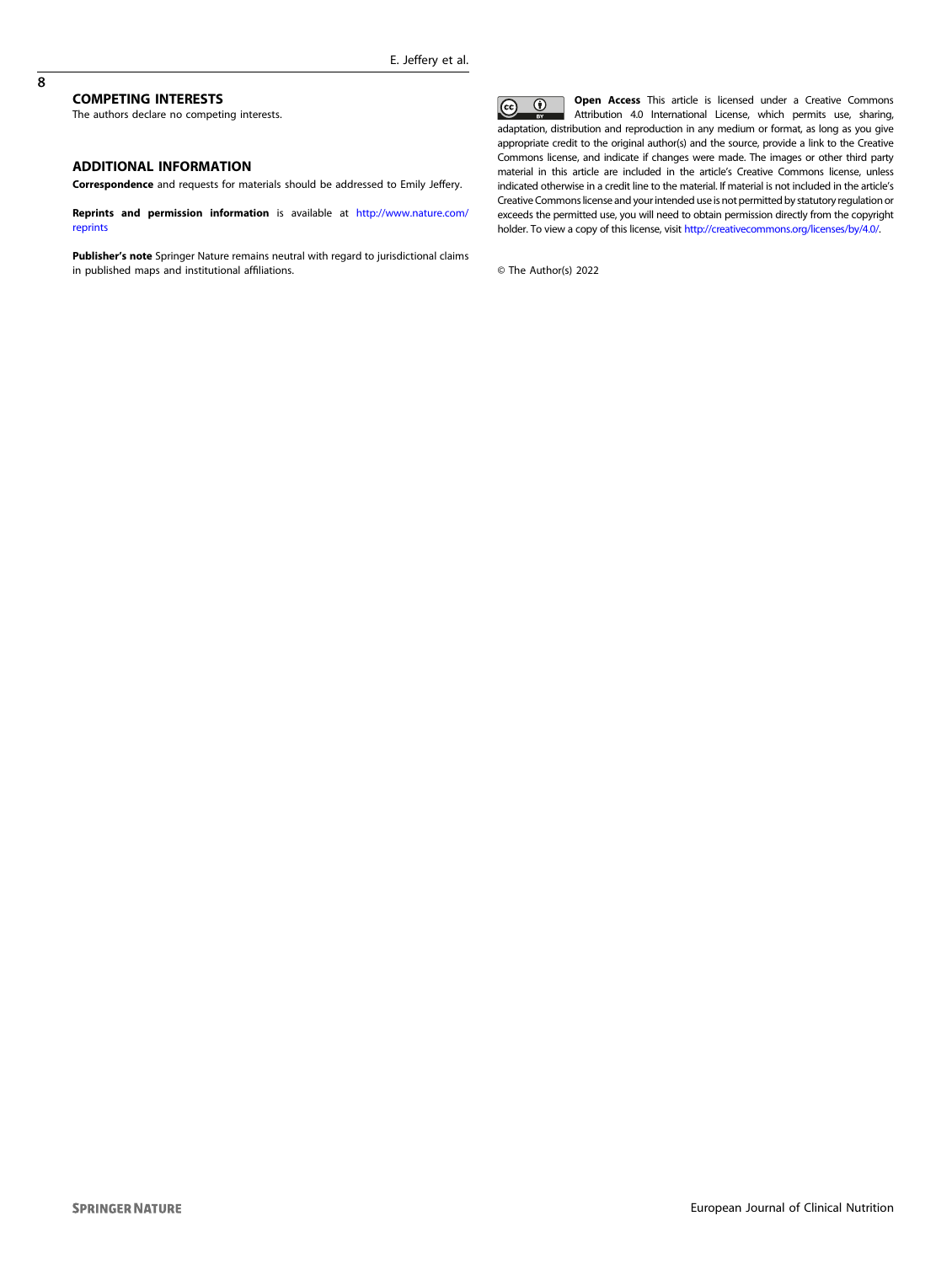## COMPETING INTERESTS

The authors declare no competing interests.

## ADDITIONAL INFORMATION

**Correspondence** and requests for materials should be addressed to Emily Jeffery.

**Reprints and permission information** is available at http://www.nature.com/reprints

**Publisher's note** Springer Nature remains neutral with regard to jurisdictional claims in published maps and institutional affiliations.

**Open Access** This article is licensed under a Creative Commons Attribution 4.0 International License, which permits use, sharing, adaptation, distribution and reproduction in any medium or format, as long as you give appropriate credit to the original author(s) and the source, provide a link to the Creative Commons license, and indicate if changes were made. The images or other third party material in this article are included in the article's Creative Commons license, unless indicated otherwise in a credit line to the material. If material is not included in the article's Creative Commons license and your intended use is not permitted by statutory regulation or exceeds the permitted use, you will need to obtain permission directly from the copyright holder. To view a copy of this license, visit http://creativecommons.org/licenses/by/4.0/.

© The Author(s) 2022